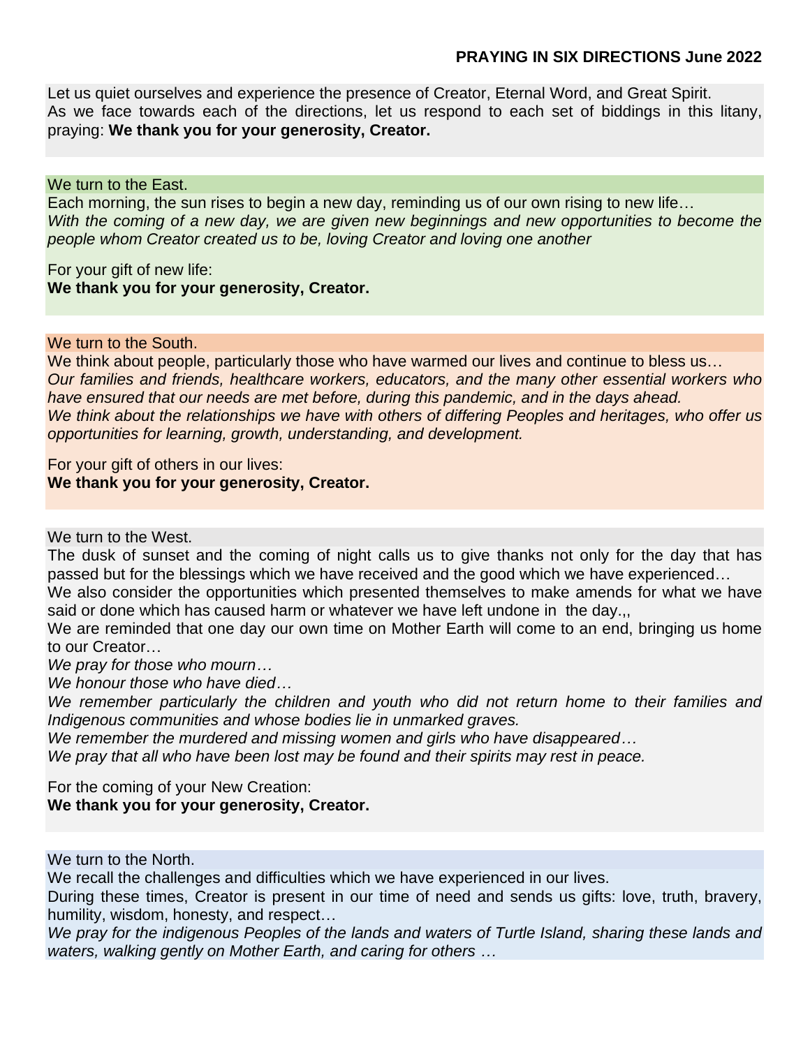**PRAYING IN SIX DIRECTIONS June 2022**

Let us quiet ourselves and experience the presence of Creator, Eternal Word, and Great Spirit.
As we face towards each of the directions, let us respond to each set of biddings in this litany, praying: **We thank you for your generosity, Creator.**

We turn to the East.
Each morning, the sun rises to begin a new day, reminding us of our own rising to new life…
*With the coming of a new day, we are given new beginnings and new opportunities to become the people whom Creator created us to be, loving Creator and loving one another*

For your gift of new life:
**We thank you for your generosity, Creator.**

We turn to the South.
We think about people, particularly those who have warmed our lives and continue to bless us…
*Our families and friends, healthcare workers, educators, and the many other essential workers who have ensured that our needs are met before, during this pandemic, and in the days ahead.*
*We think about the relationships we have with others of differing Peoples and heritages, who offer us opportunities for learning, growth, understanding, and development.*

For your gift of others in our lives:
**We thank you for your generosity, Creator.**

We turn to the West.
The dusk of sunset and the coming of night calls us to give thanks not only for the day that has passed but for the blessings which we have received and the good which we have experienced…
We also consider the opportunities which presented themselves to make amends for what we have said or done which has caused harm or whatever we have left undone in the day.,,
We are reminded that one day our own time on Mother Earth will come to an end, bringing us home to our Creator…
*We pray for those who mourn…*
*We honour those who have died…*
*We remember particularly the children and youth who did not return home to their families and Indigenous communities and whose bodies lie in unmarked graves.*
*We remember the murdered and missing women and girls who have disappeared…*
*We pray that all who have been lost may be found and their spirits may rest in peace.*

For the coming of your New Creation:
**We thank you for your generosity, Creator.**

We turn to the North.
We recall the challenges and difficulties which we have experienced in our lives.
During these times, Creator is present in our time of need and sends us gifts: love, truth, bravery, humility, wisdom, honesty, and respect…
*We pray for the indigenous Peoples of the lands and waters of Turtle Island, sharing these lands and waters, walking gently on Mother Earth, and caring for others …*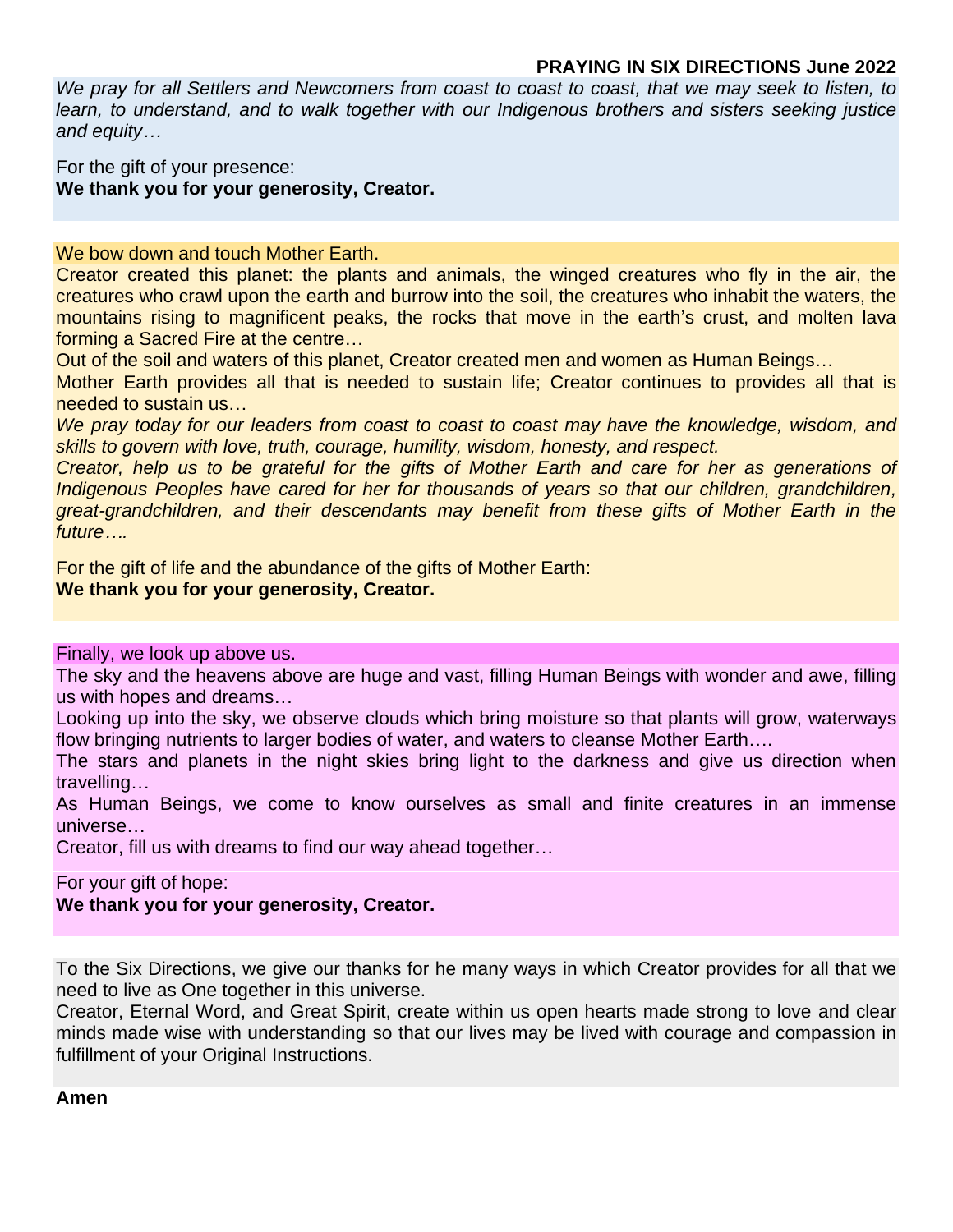**PRAYING IN SIX DIRECTIONS June 2022**

*We pray for all Settlers and Newcomers from coast to coast to coast, that we may seek to listen, to learn, to understand, and to walk together with our Indigenous brothers and sisters seeking justice and equity…*

For the gift of your presence:
**We thank you for your generosity, Creator.**

We bow down and touch Mother Earth.

Creator created this planet: the plants and animals, the winged creatures who fly in the air, the creatures who crawl upon the earth and burrow into the soil, the creatures who inhabit the waters, the mountains rising to magnificent peaks, the rocks that move in the earth's crust, and molten lava forming a Sacred Fire at the centre…

Out of the soil and waters of this planet, Creator created men and women as Human Beings…

Mother Earth provides all that is needed to sustain life; Creator continues to provides all that is needed to sustain us…

*We pray today for our leaders from coast to coast to coast may have the knowledge, wisdom, and skills to govern with love, truth, courage, humility, wisdom, honesty, and respect.*

*Creator, help us to be grateful for the gifts of Mother Earth and care for her as generations of Indigenous Peoples have cared for her for thousands of years so that our children, grandchildren, great-grandchildren, and their descendants may benefit from these gifts of Mother Earth in the future….*

For the gift of life and the abundance of the gifts of Mother Earth:
**We thank you for your generosity, Creator.**

Finally, we look up above us.

The sky and the heavens above are huge and vast, filling Human Beings with wonder and awe, filling us with hopes and dreams…

Looking up into the sky, we observe clouds which bring moisture so that plants will grow, waterways flow bringing nutrients to larger bodies of water, and waters to cleanse Mother Earth….

The stars and planets in the night skies bring light to the darkness and give us direction when travelling…

As Human Beings, we come to know ourselves as small and finite creatures in an immense universe…

Creator, fill us with dreams to find our way ahead together…

For your gift of hope:
**We thank you for your generosity, Creator.**

To the Six Directions, we give our thanks for he many ways in which Creator provides for all that we need to live as One together in this universe.

Creator, Eternal Word, and Great Spirit, create within us open hearts made strong to love and clear minds made wise with understanding so that our lives may be lived with courage and compassion in fulfillment of your Original Instructions.

**Amen**